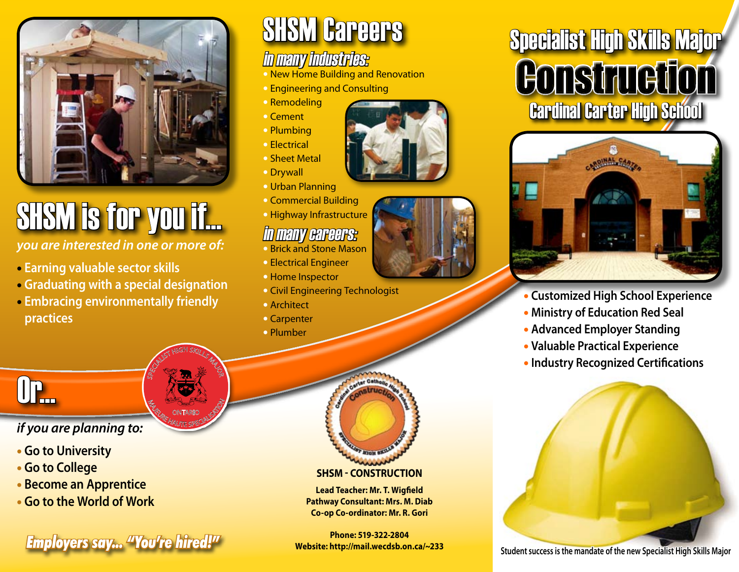# SHSM is for you if...

*you are interested in one or more of:*

- Earning valuable sector skills
- Graduating with a special designation
- Embracing environmentally friendly practices

# Or...

*if you are planning to:*

- Go to University
- Go to College
- Become an Apprentice
- Go to the World of Work

***Employers say... "You're hired!"***

# SHSM Careers

## *in many industries:*

- New Home Building and Renovation
- Engineering and Consulting
- Remodeling
- Cement
- Plumbing
- Electrical
- Sheet Metal
- Drywall
- Urban Planning
- Commercial Building
- Highway Infrastructure

## *in many careers:*

- Brick and Stone Mason
- Electrical Engineer
- Home Inspector
- Civil Engineering Technologist
- Architect
- Carpenter
- Plumber

**SHSM - CONSTRUCTION**

**Lead Teacher: Mr. T. Wigfield**
**Pathway Consultant: Mrs. M. Diab**
**Co-op Co-ordinator: Mr. R. Gori**

**Phone: 519-322-2804**
**Website: http://mail.wecdsb.on.ca/~233**

# Specialist High Skills Major

# Construction

## Cardinal Carter High School

- Customized High School Experience
- Ministry of Education Red Seal
- Advanced Employer Standing
- Valuable Practical Experience
- Industry Recognized Certifications

Student success is the mandate of the new Specialist High Skills Major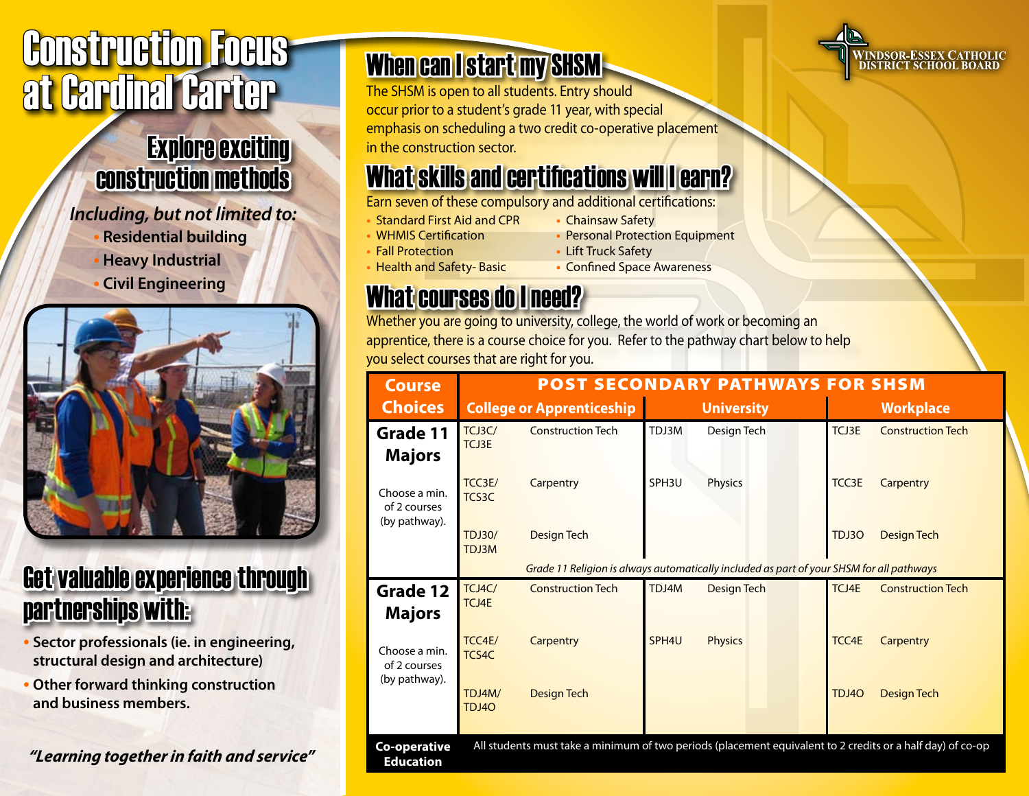# Construction Focus at Cardinal Carter

## Explore exciting construction methods

*Including, but not limited to:*

- **Residential building**
- **Heavy Industrial**
- **Civil Engineering**

## Get valuable experience through partnerships with:

- **Sector professionals (ie. in engineering, structural design and architecture)**
- **Other forward thinking construction and business members.**

***"Learning together in faith and service"***

WINDSOR-ESSEX CATHOLIC DISTRICT SCHOOL BOARD

## When can I start my SHSM

The SHSM is open to all students. Entry should occur prior to a student's grade 11 year, with special emphasis on scheduling a two credit co-operative placement in the construction sector.

## What skills and certifications will I earn?

Earn seven of these compulsory and additional certifications:

- Standard First Aid and CPR
- WHMIS Certification
- Fall Protection
- Health and Safety- Basic
- Chainsaw Safety
- Personal Protection Equipment
- Lift Truck Safety
- Confined Space Awareness

## What courses do I need?

Whether you are going to university, college, the world of work or becoming an apprentice, there is a course choice for you. Refer to the pathway chart below to help you select courses that are right for you.

| Course Choices | POST SECONDARY PATHWAYS FOR SHSM | | | | | |
|---|---|---|---|---|---|---|
| | College or Apprenticeship | | University | | Workplace | |
| **Grade 11 Majors** Choose a min. of 2 courses (by pathway). | TCJ3C/ TCJ3E | Construction Tech | TDJ3M | Design Tech | TCJ3E | Construction Tech |
| | TCC3E/ TCS3C | Carpentry | SPH3U | Physics | TCC3E | Carpentry |
| | TDJ3O/ TDJ3M | Design Tech | | | TDJ3O | Design Tech |
| | *Grade 11 Religion is always automatically included as part of your SHSM for all pathways* | | | | | |
| **Grade 12 Majors** Choose a min. of 2 courses (by pathway). | TCJ4C/ TCJ4E | Construction Tech | TDJ4M | Design Tech | TCJ4E | Construction Tech |
| | TCC4E/ TCS4C | Carpentry | SPH4U | Physics | TCC4E | Carpentry |
| | TDJ4M/ TDJ4O | Design Tech | | | TDJ4O | Design Tech |
| **Co-operative Education** | All students must take a minimum of two periods (placement equivalent to 2 credits or a half day) of co-op | | | | | |